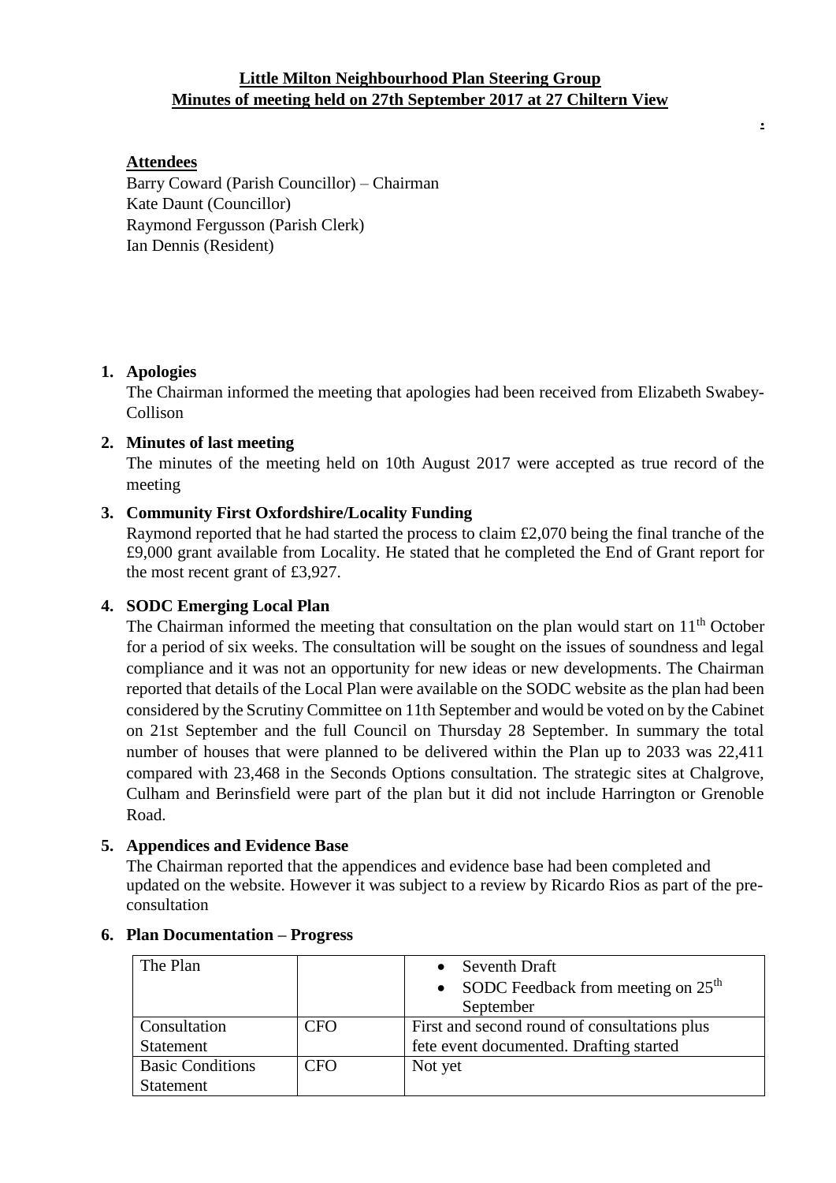**Little Milton Neighbourhood Plan Steering Group**
**Minutes of meeting held on 27th September 2017 at 27 Chiltern View**

**Attendees**

Barry Coward (Parish Councillor) – Chairman
Kate Daunt (Councillor)
Raymond Fergusson (Parish Clerk)
Ian Dennis (Resident)

1. **Apologies**
   The Chairman informed the meeting that apologies had been received from Elizabeth Swabey-Collison

2. **Minutes of last meeting**
   The minutes of the meeting held on 10th August 2017 were accepted as true record of the meeting

3. **Community First Oxfordshire/Locality Funding**
   Raymond reported that he had started the process to claim £2,070 being the final tranche of the £9,000 grant available from Locality. He stated that he completed the End of Grant report for the most recent grant of £3,927.

4. **SODC Emerging Local Plan**
   The Chairman informed the meeting that consultation on the plan would start on 11th October for a period of six weeks. The consultation will be sought on the issues of soundness and legal compliance and it was not an opportunity for new ideas or new developments. The Chairman reported that details of the Local Plan were available on the SODC website as the plan had been considered by the Scrutiny Committee on 11th September and would be voted on by the Cabinet on 21st September and the full Council on Thursday 28 September. In summary the total number of houses that were planned to be delivered within the Plan up to 2033 was 22,411 compared with 23,468 in the Seconds Options consultation. The strategic sites at Chalgrove, Culham and Berinsfield were part of the plan but it did not include Harrington or Grenoble Road.

5. **Appendices and Evidence Base**
   The Chairman reported that the appendices and evidence base had been completed and updated on the website. However it was subject to a review by Ricardo Rios as part of the pre-consultation

6. **Plan Documentation – Progress**

| The Plan | | • Seventh Draft<br>• SODC Feedback from meeting on 25th September |
|---|---|---|
| Consultation Statement | CFO | First and second round of consultations plus fete event documented. Drafting started |
| Basic Conditions Statement | CFO | Not yet |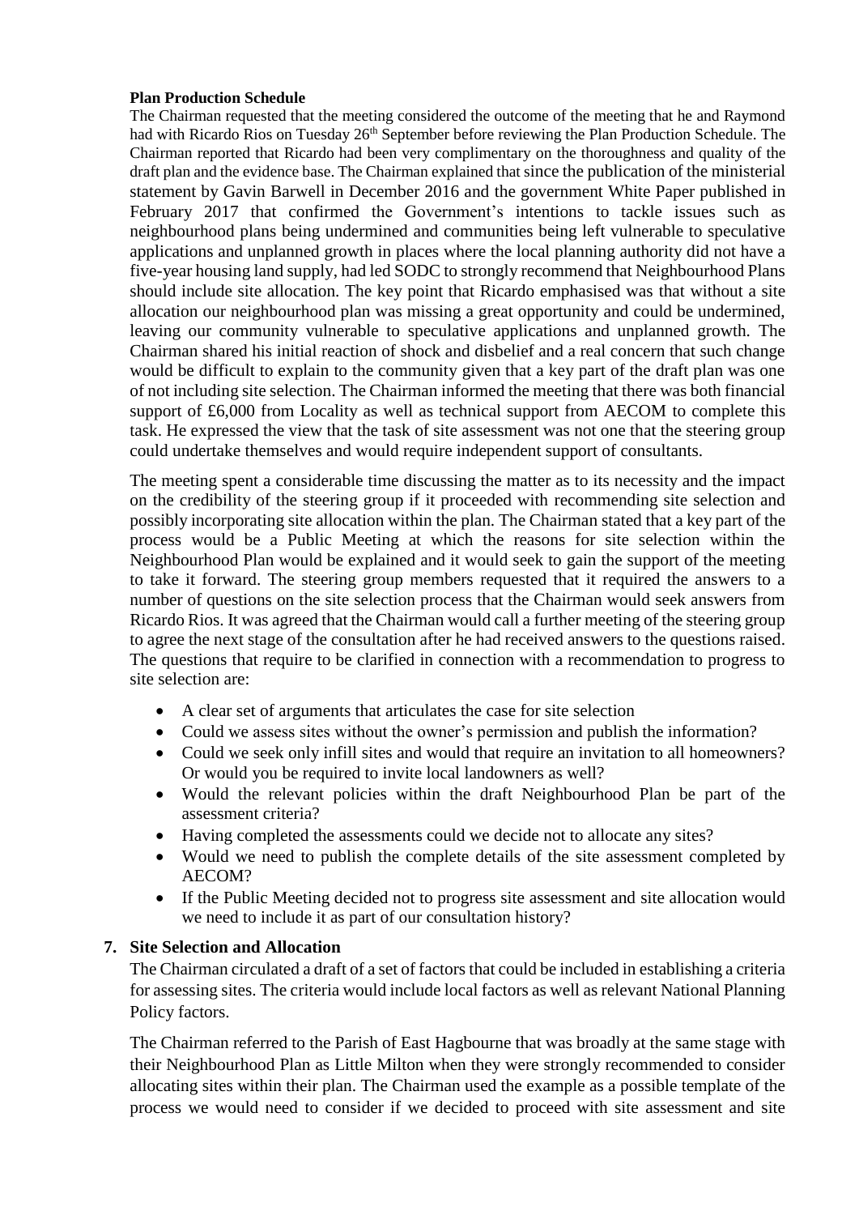**Plan Production Schedule**

The Chairman requested that the meeting considered the outcome of the meeting that he and Raymond had with Ricardo Rios on Tuesday 26th September before reviewing the Plan Production Schedule. The Chairman reported that Ricardo had been very complimentary on the thoroughness and quality of the draft plan and the evidence base. The Chairman explained that since the publication of the ministerial statement by Gavin Barwell in December 2016 and the government White Paper published in February 2017 that confirmed the Government's intentions to tackle issues such as neighbourhood plans being undermined and communities being left vulnerable to speculative applications and unplanned growth in places where the local planning authority did not have a five-year housing land supply, had led SODC to strongly recommend that Neighbourhood Plans should include site allocation. The key point that Ricardo emphasised was that without a site allocation our neighbourhood plan was missing a great opportunity and could be undermined, leaving our community vulnerable to speculative applications and unplanned growth. The Chairman shared his initial reaction of shock and disbelief and a real concern that such change would be difficult to explain to the community given that a key part of the draft plan was one of not including site selection. The Chairman informed the meeting that there was both financial support of £6,000 from Locality as well as technical support from AECOM to complete this task. He expressed the view that the task of site assessment was not one that the steering group could undertake themselves and would require independent support of consultants.

The meeting spent a considerable time discussing the matter as to its necessity and the impact on the credibility of the steering group if it proceeded with recommending site selection and possibly incorporating site allocation within the plan. The Chairman stated that a key part of the process would be a Public Meeting at which the reasons for site selection within the Neighbourhood Plan would be explained and it would seek to gain the support of the meeting to take it forward. The steering group members requested that it required the answers to a number of questions on the site selection process that the Chairman would seek answers from Ricardo Rios. It was agreed that the Chairman would call a further meeting of the steering group to agree the next stage of the consultation after he had received answers to the questions raised. The questions that require to be clarified in connection with a recommendation to progress to site selection are:

- A clear set of arguments that articulates the case for site selection
- Could we assess sites without the owner's permission and publish the information?
- Could we seek only infill sites and would that require an invitation to all homeowners? Or would you be required to invite local landowners as well?
- Would the relevant policies within the draft Neighbourhood Plan be part of the assessment criteria?
- Having completed the assessments could we decide not to allocate any sites?
- Would we need to publish the complete details of the site assessment completed by AECOM?
- If the Public Meeting decided not to progress site assessment and site allocation would we need to include it as part of our consultation history?

## 7. Site Selection and Allocation

The Chairman circulated a draft of a set of factors that could be included in establishing a criteria for assessing sites. The criteria would include local factors as well as relevant National Planning Policy factors.

The Chairman referred to the Parish of East Hagbourne that was broadly at the same stage with their Neighbourhood Plan as Little Milton when they were strongly recommended to consider allocating sites within their plan. The Chairman used the example as a possible template of the process we would need to consider if we decided to proceed with site assessment and site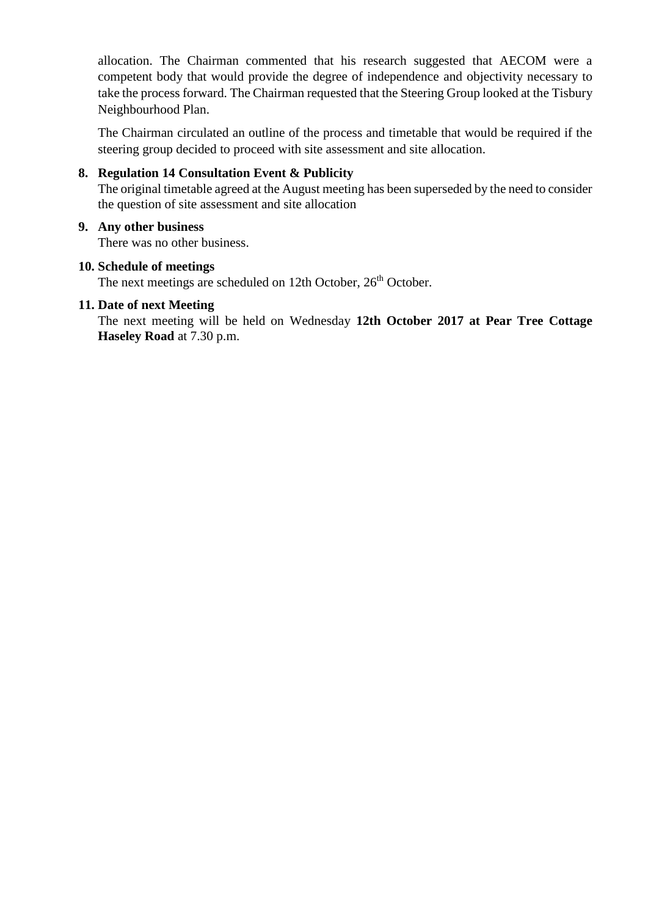allocation. The Chairman commented that his research suggested that AECOM were a competent body that would provide the degree of independence and objectivity necessary to take the process forward. The Chairman requested that the Steering Group looked at the Tisbury Neighbourhood Plan.

The Chairman circulated an outline of the process and timetable that would be required if the steering group decided to proceed with site assessment and site allocation.

8. **Regulation 14 Consultation Event & Publicity**
   The original timetable agreed at the August meeting has been superseded by the need to consider the question of site assessment and site allocation

9. **Any other business**
   There was no other business.

10. **Schedule of meetings**
    The next meetings are scheduled on 12th October, 26th October.

11. **Date of next Meeting**
    The next meeting will be held on Wednesday **12th October 2017 at Pear Tree Cottage Haseley Road** at 7.30 p.m.